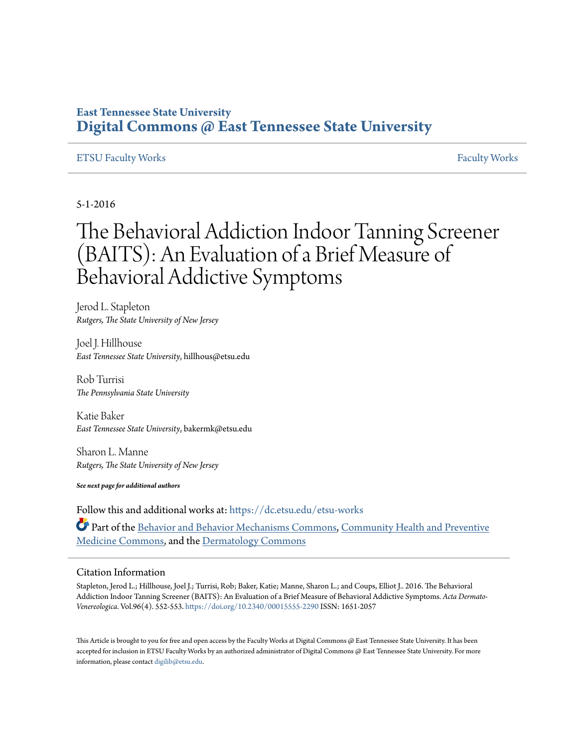East Tennessee State University
**Digital Commons @ East Tennessee State University**

ETSU Faculty Works | Faculty Works

5-1-2016

# The Behavioral Addiction Indoor Tanning Screener (BAITS): An Evaluation of a Brief Measure of Behavioral Addictive Symptoms

Jerod L. Stapleton
*Rutgers, The State University of New Jersey*

Joel J. Hillhouse
*East Tennessee State University*, hillhous@etsu.edu

Rob Turrisi
*The Pennsylvania State University*

Katie Baker
*East Tennessee State University*, bakermk@etsu.edu

Sharon L. Manne
*Rutgers, The State University of New Jersey*

***See next page for additional authors***

Follow this and additional works at: https://dc.etsu.edu/etsu-works

Part of the Behavior and Behavior Mechanisms Commons, Community Health and Preventive Medicine Commons, and the Dermatology Commons

## Citation Information

Stapleton, Jerod L.; Hillhouse, Joel J.; Turrisi, Rob; Baker, Katie; Manne, Sharon L.; and Coups, Elliot J.. 2016. The Behavioral Addiction Indoor Tanning Screener (BAITS): An Evaluation of a Brief Measure of Behavioral Addictive Symptoms. *Acta Dermato-Venereologica*. Vol.96(4). 552-553. https://doi.org/10.2340/00015555-2290 ISSN: 1651-2057

This Article is brought to you for free and open access by the Faculty Works at Digital Commons @ East Tennessee State University. It has been accepted for inclusion in ETSU Faculty Works by an authorized administrator of Digital Commons @ East Tennessee State University. For more information, please contact digilib@etsu.edu.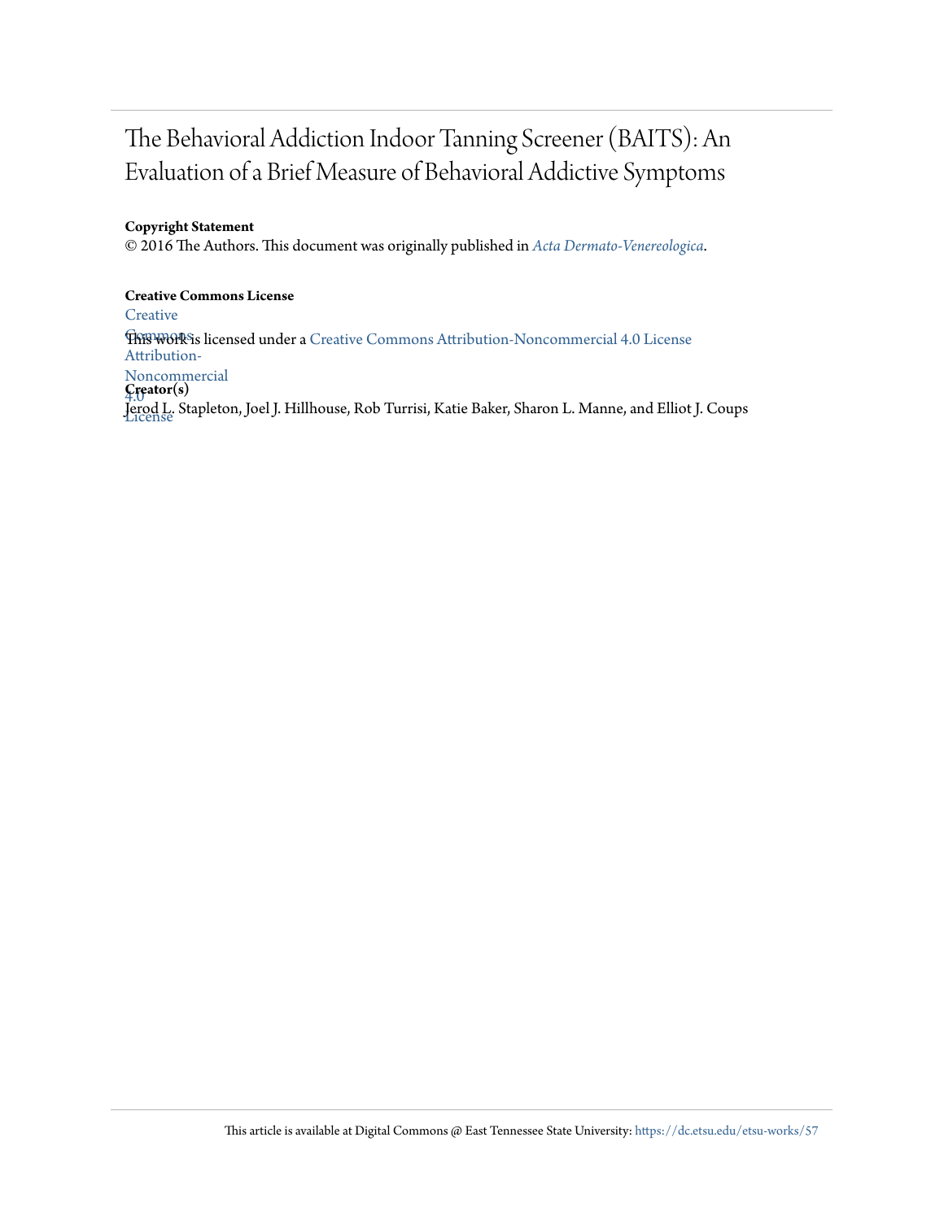# The Behavioral Addiction Indoor Tanning Screener (BAITS): An Evaluation of a Brief Measure of Behavioral Addictive Symptoms

**Copyright Statement**

© 2016 The Authors. This document was originally published in *Acta Dermato-Venereologica*.

**Creative Commons License**

This work is licensed under a Creative Commons Attribution-Noncommercial 4.0 License

**Creator(s)**

Jerod L. Stapleton, Joel J. Hillhouse, Rob Turrisi, Katie Baker, Sharon L. Manne, and Elliot J. Coups

This article is available at Digital Commons @ East Tennessee State University: https://dc.etsu.edu/etsu-works/57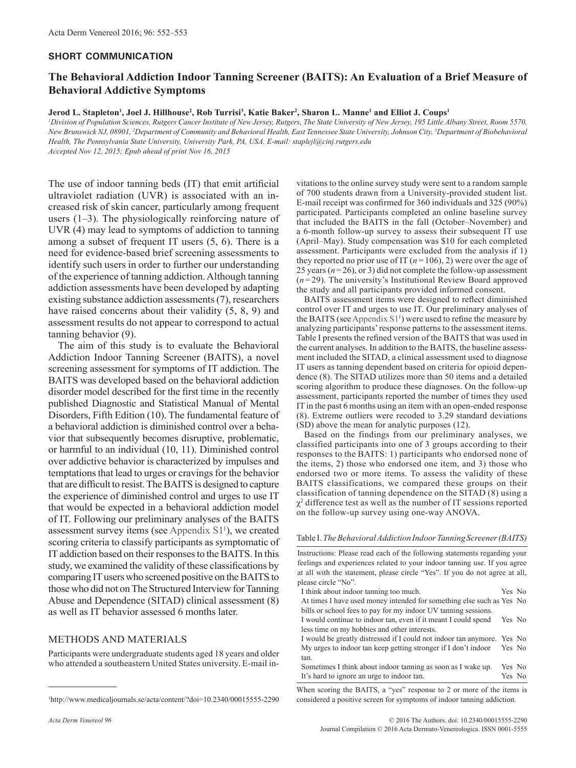**SHORT COMMUNICATION**

# The Behavioral Addiction Indoor Tanning Screener (BAITS): An Evaluation of a Brief Measure of Behavioral Addictive Symptoms

**Jerod L. Stapleton[1], Joel J. Hillhouse[2], Rob Turrisi[3], Katie Baker[2], Sharon L. Manne[1] and Elliot J. Coups[1]**

[1]Division of Population Sciences, Rutgers Cancer Institute of New Jersey, Rutgers, The State University of New Jersey, 195 Little Albany Street, Room 5570, New Brunswick NJ, 08901, [2]Department of Community and Behavioral Health, East Tennessee State University, Johnson City, [3]Department of Biobehavioral Health, The Pennsylvania State University, University Park, PA, USA. E-mail: staplejl@cinj.rutgers.edu

*Accepted Nov 12, 2015; Epub ahead of print Nov 16, 2015*

The use of indoor tanning beds (IT) that emit artificial ultraviolet radiation (UVR) is associated with an increased risk of skin cancer, particularly among frequent users (1–3). The physiologically reinforcing nature of UVR (4) may lead to symptoms of addiction to tanning among a subset of frequent IT users (5, 6). There is a need for evidence-based brief screening assessments to identify such users in order to further our understanding of the experience of tanning addiction. Although tanning addiction assessments have been developed by adapting existing substance addiction assessments (7), researchers have raised concerns about their validity (5, 8, 9) and assessment results do not appear to correspond to actual tanning behavior (9).

The aim of this study is to evaluate the Behavioral Addiction Indoor Tanning Screener (BAITS), a novel screening assessment for symptoms of IT addiction. The BAITS was developed based on the behavioral addiction disorder model described for the first time in the recently published Diagnostic and Statistical Manual of Mental Disorders, Fifth Edition (10). The fundamental feature of a behavioral addiction is diminished control over a behavior that subsequently becomes disruptive, problematic, or harmful to an individual (10, 11). Diminished control over addictive behavior is characterized by impulses and temptations that lead to urges or cravings for the behavior that are difficult to resist. The BAITS is designed to capture the experience of diminished control and urges to use IT that would be expected in a behavioral addiction model of IT. Following our preliminary analyses of the BAITS assessment survey items (see Appendix S1[1]), we created scoring criteria to classify participants as symptomatic of IT addiction based on their responses to the BAITS. In this study, we examined the validity of these classifications by comparing IT users who screened positive on the BAITS to those who did not on The Structured Interview for Tanning Abuse and Dependence (SITAD) clinical assessment (8) as well as IT behavior assessed 6 months later.

## METHODS AND MATERIALS

Participants were undergraduate students aged 18 years and older who attended a southeastern United States university. E-mail invitations to the online survey study were sent to a random sample of 700 students drawn from a University-provided student list. E-mail receipt was confirmed for 360 individuals and 325 (90%) participated. Participants completed an online baseline survey that included the BAITS in the fall (October–November) and a 6-month follow-up survey to assess their subsequent IT use (April–May). Study compensation was $10 for each completed assessment. Participants were excluded from the analysis if 1) they reported no prior use of IT ($n=106$), 2) were over the age of 25 years ($n=26$), or 3) did not complete the follow-up assessment ($n=29$). The university's Institutional Review Board approved the study and all participants provided informed consent.

BAITS assessment items were designed to reflect diminished control over IT and urges to use IT. Our preliminary analyses of the BAITS (see Appendix S1[1]) were used to refine the measure by analyzing participants' response patterns to the assessment items. Table I presents the refined version of the BAITS that was used in the current analyses. In addition to the BAITS, the baseline assessment included the SITAD, a clinical assessment used to diagnose IT users as tanning dependent based on criteria for opioid dependence (8). The SITAD utilizes more than 50 items and a detailed scoring algorithm to produce these diagnoses. On the follow-up assessment, participants reported the number of times they used IT in the past 6 months using an item with an open-ended response (8). Extreme outliers were recoded to 3.29 standard deviations (SD) above the mean for analytic purposes (12).

Based on the findings from our preliminary analyses, we classified participants into one of 3 groups according to their responses to the BAITS: 1) participants who endorsed none of the items, 2) those who endorsed one item, and 3) those who endorsed two or more items. To assess the validity of these BAITS classifications, we compared these groups on their classification of tanning dependence on the SITAD (8) using a $\chi^2$ difference test as well as the number of IT sessions reported on the follow-up survey using one-way ANOVA.

Table I. *The Behavioral Addiction Indoor Tanning Screener (BAITS)*

| Instructions: Please read each of the following statements regarding your feelings and experiences related to your indoor tanning use. If you agree at all with the statement, please circle "Yes". If you do not agree at all, please circle "No". | | |
|---|---|---|
| I think about indoor tanning too much. | Yes | No |
| At times I have used money intended for something else such as bills or school fees to pay for my indoor UV tanning sessions. | Yes | No |
| I would continue to indoor tan, even if it meant I could spend less time on my hobbies and other interests. | Yes | No |
| I would be greatly distressed if I could not indoor tan anymore. | Yes | No |
| My urges to indoor tan keep getting stronger if I don't indoor tan. | Yes | No |
| Sometimes I think about indoor tanning as soon as I wake up. | Yes | No |
| It's hard to ignore an urge to indoor tan. | Yes | No |

When scoring the BAITS, a "yes" response to 2 or more of the items is considered a positive screen for symptoms of indoor tanning addiction.

[1]http://www.medicaljournals.se/acta/content/?doi=10.2340/00015555-2290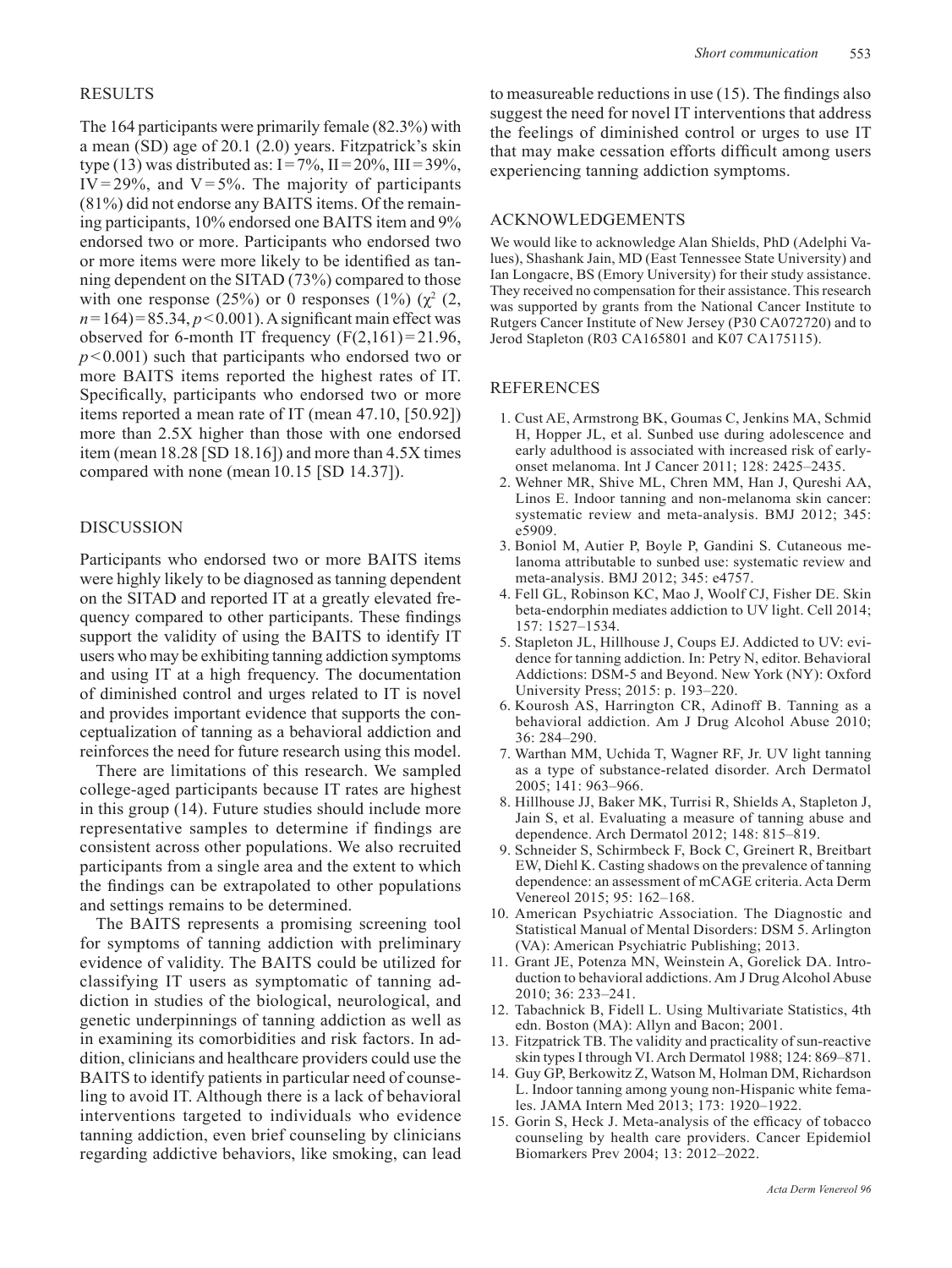## RESULTS

The 164 participants were primarily female (82.3%) with a mean (SD) age of 20.1 (2.0) years. Fitzpatrick's skin type (13) was distributed as: I = 7%, II = 20%, III = 39%, IV = 29%, and V = 5%. The majority of participants (81%) did not endorse any BAITS items. Of the remaining participants, 10% endorsed one BAITS item and 9% endorsed two or more. Participants who endorsed two or more items were more likely to be identified as tanning dependent on the SITAD (73%) compared to those with one response (25%) or 0 responses (1%) ($\chi^2$ (2, $n$ = 164) = 85.34, $p < 0.001$). A significant main effect was observed for 6-month IT frequency ($F(2,161) = 21.96$, $p < 0.001$) such that participants who endorsed two or more BAITS items reported the highest rates of IT. Specifically, participants who endorsed two or more items reported a mean rate of IT (mean 47.10, [50.92]) more than 2.5X higher than those with one endorsed item (mean 18.28 [SD 18.16]) and more than 4.5X times compared with none (mean 10.15 [SD 14.37]).

## DISCUSSION

Participants who endorsed two or more BAITS items were highly likely to be diagnosed as tanning dependent on the SITAD and reported IT at a greatly elevated frequency compared to other participants. These findings support the validity of using the BAITS to identify IT users who may be exhibiting tanning addiction symptoms and using IT at a high frequency. The documentation of diminished control and urges related to IT is novel and provides important evidence that supports the conceptualization of tanning as a behavioral addiction and reinforces the need for future research using this model.

There are limitations of this research. We sampled college-aged participants because IT rates are highest in this group (14). Future studies should include more representative samples to determine if findings are consistent across other populations. We also recruited participants from a single area and the extent to which the findings can be extrapolated to other populations and settings remains to be determined.

The BAITS represents a promising screening tool for symptoms of tanning addiction with preliminary evidence of validity. The BAITS could be utilized for classifying IT users as symptomatic of tanning addiction in studies of the biological, neurological, and genetic underpinnings of tanning addiction as well as in examining its comorbidities and risk factors. In addition, clinicians and healthcare providers could use the BAITS to identify patients in particular need of counseling to avoid IT. Although there is a lack of behavioral interventions targeted to individuals who evidence tanning addiction, even brief counseling by clinicians regarding addictive behaviors, like smoking, can lead to measureable reductions in use (15). The findings also suggest the need for novel IT interventions that address the feelings of diminished control or urges to use IT that may make cessation efforts difficult among users experiencing tanning addiction symptoms.

## ACKNOWLEDGEMENTS

We would like to acknowledge Alan Shields, PhD (Adelphi Values), Shashank Jain, MD (East Tennessee State University) and Ian Longacre, BS (Emory University) for their study assistance. They received no compensation for their assistance. This research was supported by grants from the National Cancer Institute to Rutgers Cancer Institute of New Jersey (P30 CA072720) and to Jerod Stapleton (R03 CA165801 and K07 CA175115).

## REFERENCES

1. Cust AE, Armstrong BK, Goumas C, Jenkins MA, Schmid H, Hopper JL, et al. Sunbed use during adolescence and early adulthood is associated with increased risk of early-onset melanoma. Int J Cancer 2011; 128: 2425–2435.
2. Wehner MR, Shive ML, Chren MM, Han J, Qureshi AA, Linos E. Indoor tanning and non-melanoma skin cancer: systematic review and meta-analysis. BMJ 2012; 345: e5909.
3. Boniol M, Autier P, Boyle P, Gandini S. Cutaneous melanoma attributable to sunbed use: systematic review and meta-analysis. BMJ 2012; 345: e4757.
4. Fell GL, Robinson KC, Mao J, Woolf CJ, Fisher DE. Skin beta-endorphin mediates addiction to UV light. Cell 2014; 157: 1527–1534.
5. Stapleton JL, Hillhouse J, Coups EJ. Addicted to UV: evidence for tanning addiction. In: Petry N, editor. Behavioral Addictions: DSM-5 and Beyond. New York (NY): Oxford University Press; 2015: p. 193–220.
6. Kourosh AS, Harrington CR, Adinoff B. Tanning as a behavioral addiction. Am J Drug Alcohol Abuse 2010; 36: 284–290.
7. Warthan MM, Uchida T, Wagner RF, Jr. UV light tanning as a type of substance-related disorder. Arch Dermatol 2005; 141: 963–966.
8. Hillhouse JJ, Baker MK, Turrisi R, Shields A, Stapleton J, Jain S, et al. Evaluating a measure of tanning abuse and dependence. Arch Dermatol 2012; 148: 815–819.
9. Schneider S, Schirmbeck F, Bock C, Greinert R, Breitbart EW, Diehl K. Casting shadows on the prevalence of tanning dependence: an assessment of mCAGE criteria. Acta Derm Venereol 2015; 95: 162–168.
10. American Psychiatric Association. The Diagnostic and Statistical Manual of Mental Disorders: DSM 5. Arlington (VA): American Psychiatric Publishing; 2013.
11. Grant JE, Potenza MN, Weinstein A, Gorelick DA. Introduction to behavioral addictions. Am J Drug Alcohol Abuse 2010; 36: 233–241.
12. Tabachnick B, Fidell L. Using Multivariate Statistics, 4th edn. Boston (MA): Allyn and Bacon; 2001.
13. Fitzpatrick TB. The validity and practicality of sun-reactive skin types I through VI. Arch Dermatol 1988; 124: 869–871.
14. Guy GP, Berkowitz Z, Watson M, Holman DM, Richardson L. Indoor tanning among young non-Hispanic white females. JAMA Intern Med 2013; 173: 1920–1922.
15. Gorin S, Heck J. Meta-analysis of the efficacy of tobacco counseling by health care providers. Cancer Epidemiol Biomarkers Prev 2004; 13: 2012–2022.